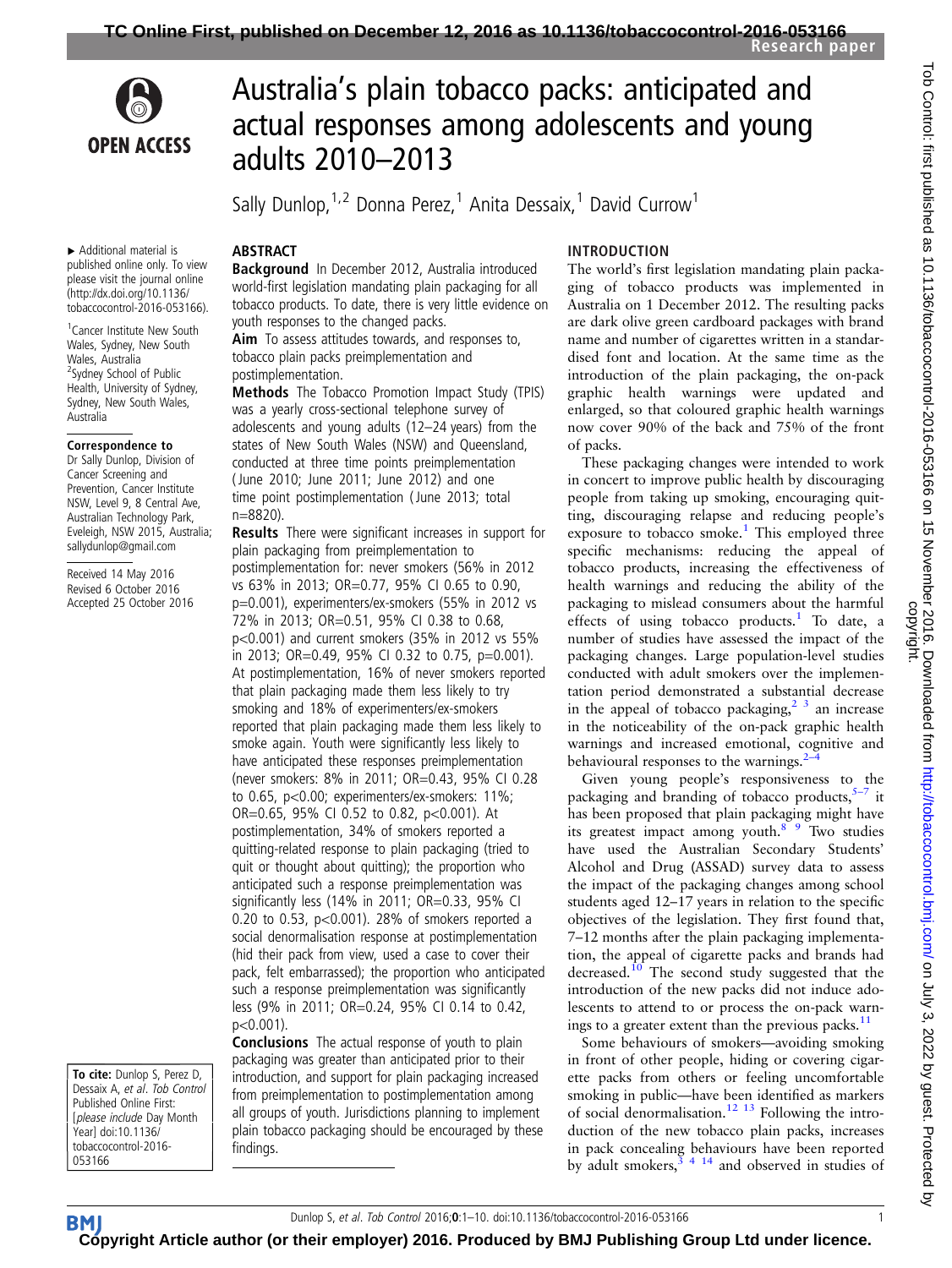# Australia's plain tobacco packs: anticipated and actual responses among adolescents and young adults 2010–2013

Sally Dunlop,[1,2] Donna Perez,[1] Anita Dessaix,[1] David Currow[1]

▸ Additional material is published online only. To view please visit the journal online (http://dx.doi.org/10.1136/tobaccocontrol-2016-053166).

[1]Cancer Institute New South Wales, Sydney, New South Wales, Australia
[2]Sydney School of Public Health, University of Sydney, Sydney, New South Wales, Australia

**Correspondence to**
Dr Sally Dunlop, Division of Cancer Screening and Prevention, Cancer Institute NSW, Level 9, 8 Central Ave, Australian Technology Park, Eveleigh, NSW 2015, Australia; sallydunlop@gmail.com

Received 14 May 2016
Revised 6 October 2016
Accepted 25 October 2016

**To cite:** Dunlop S, Perez D, Dessaix A, *et al*. *Tob Control* Published Online First: [*please include* Day Month Year] doi:10.1136/tobaccocontrol-2016-053166

## ABSTRACT

**Background** In December 2012, Australia introduced world-first legislation mandating plain packaging for all tobacco products. To date, there is very little evidence on youth responses to the changed packs.

**Aim** To assess attitudes towards, and responses to, tobacco plain packs preimplementation and postimplementation.

**Methods** The Tobacco Promotion Impact Study (TPIS) was a yearly cross-sectional telephone survey of adolescents and young adults (12–24 years) from the states of New South Wales (NSW) and Queensland, conducted at three time points preimplementation (June 2010; June 2011; June 2012) and one time point postimplementation (June 2013; total n=8820).

**Results** There were significant increases in support for plain packaging from preimplementation to postimplementation for: never smokers (56% in 2012 vs 63% in 2013; OR=0.77, 95% CI 0.65 to 0.90, p=0.001), experimenters/ex-smokers (55% in 2012 vs 72% in 2013; OR=0.51, 95% CI 0.38 to 0.68, p<0.001) and current smokers (35% in 2012 vs 55% in 2013; OR=0.49, 95% CI 0.32 to 0.75, p=0.001). At postimplementation, 16% of never smokers reported that plain packaging made them less likely to try smoking and 18% of experimenters/ex-smokers reported that plain packaging made them less likely to smoke again. Youth were significantly less likely to have anticipated these responses preimplementation (never smokers: 8% in 2011; OR=0.43, 95% CI 0.28 to 0.65, p<0.00; experimenters/ex-smokers: 11%; OR=0.65, 95% CI 0.52 to 0.82, p<0.001). At postimplementation, 34% of smokers reported a quitting-related response to plain packaging (tried to quit or thought about quitting); the proportion who anticipated such a response preimplementation was significantly less (14% in 2011; OR=0.33, 95% CI 0.20 to 0.53, p<0.001). 28% of smokers reported a social denormalisation response at postimplementation (hid their pack from view, used a case to cover their pack, felt embarrassed); the proportion who anticipated such a response preimplementation was significantly less (9% in 2011; OR=0.24, 95% CI 0.14 to 0.42, p<0.001).

**Conclusions** The actual response of youth to plain packaging was greater than anticipated prior to their introduction, and support for plain packaging increased from preimplementation to postimplementation among all groups of youth. Jurisdictions planning to implement plain tobacco packaging should be encouraged by these findings.

## INTRODUCTION

The world's first legislation mandating plain packaging of tobacco products was implemented in Australia on 1 December 2012. The resulting packs are dark olive green cardboard packages with brand name and number of cigarettes written in a standardised font and location. At the same time as the introduction of the plain packaging, the on-pack graphic health warnings were updated and enlarged, so that coloured graphic health warnings now cover 90% of the back and 75% of the front of packs.

These packaging changes were intended to work in concert to improve public health by discouraging people from taking up smoking, encouraging quitting, discouraging relapse and reducing people's exposure to tobacco smoke.[1] This employed three specific mechanisms: reducing the appeal of tobacco products, increasing the effectiveness of health warnings and reducing the ability of the packaging to mislead consumers about the harmful effects of using tobacco products.[1] To date, a number of studies have assessed the impact of the packaging changes. Large population-level studies conducted with adult smokers over the implementation period demonstrated a substantial decrease in the appeal of tobacco packaging,[2,3] an increase in the noticeability of the on-pack graphic health warnings and increased emotional, cognitive and behavioural responses to the warnings.[2–4]

Given young people's responsiveness to the packaging and branding of tobacco products,[5–7] it has been proposed that plain packaging might have its greatest impact among youth.[8,9] Two studies have used the Australian Secondary Students' Alcohol and Drug (ASSAD) survey data to assess the impact of the packaging changes among school students aged 12–17 years in relation to the specific objectives of the legislation. They first found that, 7–12 months after the plain packaging implementation, the appeal of cigarette packs and brands had decreased.[10] The second study suggested that the introduction of the new packs did not induce adolescents to attend to or process the on-pack warnings to a greater extent than the previous packs.[11]

Some behaviours of smokers—avoiding smoking in front of other people, hiding or covering cigarette packs from others or feeling uncomfortable smoking in public—have been identified as markers of social denormalisation.[12,13] Following the introduction of the new tobacco plain packs, increases in pack concealing behaviours have been reported by adult smokers,[3,4,14] and observed in studies of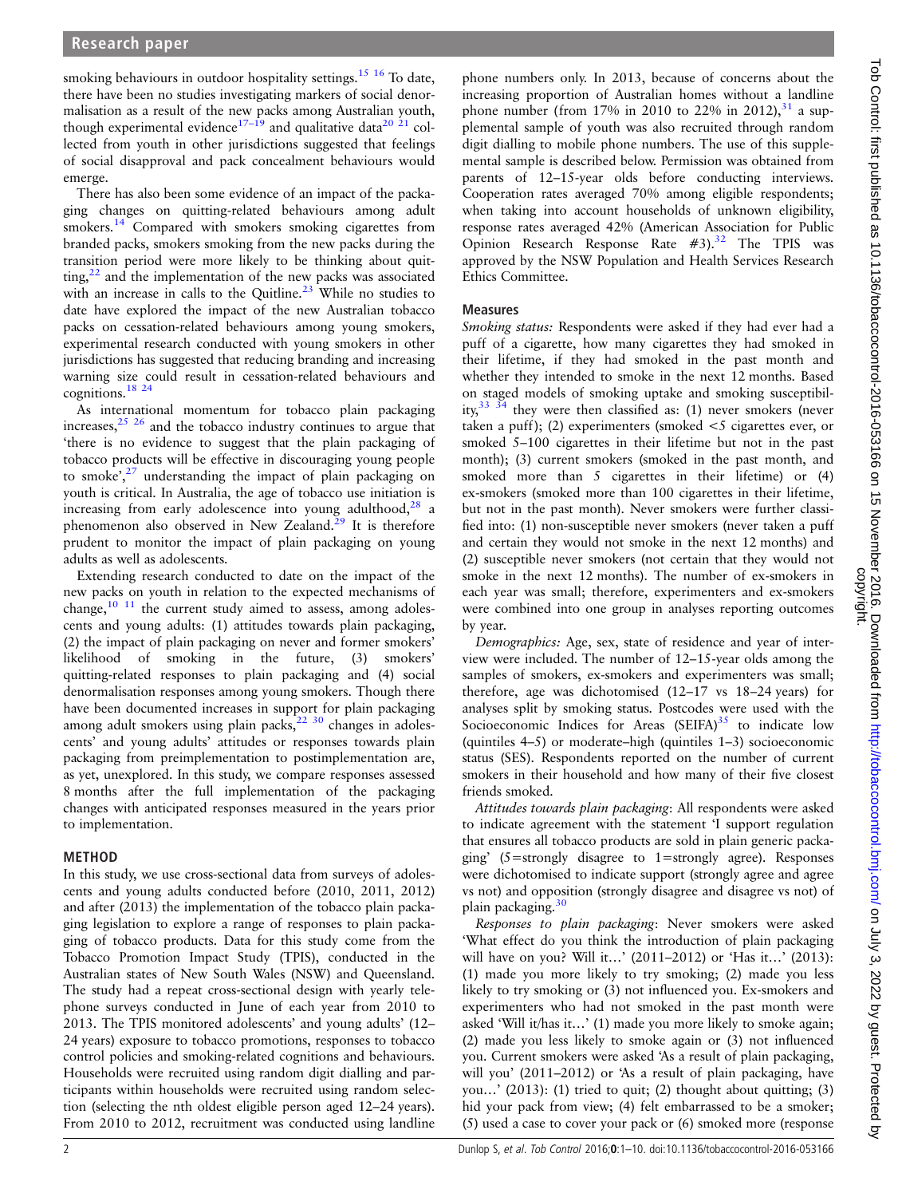smoking behaviours in outdoor hospitality settings.[15 16] To date, there have been no studies investigating markers of social denormalisation as a result of the new packs among Australian youth, though experimental evidence[17–19] and qualitative data[20 21] collected from youth in other jurisdictions suggested that feelings of social disapproval and pack concealment behaviours would emerge.

There has also been some evidence of an impact of the packaging changes on quitting-related behaviours among adult smokers.[14] Compared with smokers smoking cigarettes from branded packs, smokers smoking from the new packs during the transition period were more likely to be thinking about quitting,[22] and the implementation of the new packs was associated with an increase in calls to the Quitline.[23] While no studies to date have explored the impact of the new Australian tobacco packs on cessation-related behaviours among young smokers, experimental research conducted with young smokers in other jurisdictions has suggested that reducing branding and increasing warning size could result in cessation-related behaviours and cognitions.[18 24]

As international momentum for tobacco plain packaging increases,[25 26] and the tobacco industry continues to argue that 'there is no evidence to suggest that the plain packaging of tobacco products will be effective in discouraging young people to smoke',[27] understanding the impact of plain packaging on youth is critical. In Australia, the age of tobacco use initiation is increasing from early adolescence into young adulthood,[28] a phenomenon also observed in New Zealand.[29] It is therefore prudent to monitor the impact of plain packaging on young adults as well as adolescents.

Extending research conducted to date on the impact of the new packs on youth in relation to the expected mechanisms of change,[10 11] the current study aimed to assess, among adolescents and young adults: (1) attitudes towards plain packaging, (2) the impact of plain packaging on never and former smokers' likelihood of smoking in the future, (3) smokers' quitting-related responses to plain packaging and (4) social denormalisation responses among young smokers. Though there have been documented increases in support for plain packaging among adult smokers using plain packs,[22 30] changes in adolescents' and young adults' attitudes or responses towards plain packaging from preimplementation to postimplementation are, as yet, unexplored. In this study, we compare responses assessed 8 months after the full implementation of the packaging changes with anticipated responses measured in the years prior to implementation.

## METHOD

In this study, we use cross-sectional data from surveys of adolescents and young adults conducted before (2010, 2011, 2012) and after (2013) the implementation of the tobacco plain packaging legislation to explore a range of responses to plain packaging of tobacco products. Data for this study come from the Tobacco Promotion Impact Study (TPIS), conducted in the Australian states of New South Wales (NSW) and Queensland. The study had a repeat cross-sectional design with yearly telephone surveys conducted in June of each year from 2010 to 2013. The TPIS monitored adolescents' and young adults' (12–24 years) exposure to tobacco promotions, responses to tobacco control policies and smoking-related cognitions and behaviours. Households were recruited using random digit dialling and participants within households were recruited using random selection (selecting the nth oldest eligible person aged 12–24 years). From 2010 to 2012, recruitment was conducted using landline phone numbers only. In 2013, because of concerns about the increasing proportion of Australian homes without a landline phone number (from 17% in 2010 to 22% in 2012),[31] a supplemental sample of youth was also recruited through random digit dialling to mobile phone numbers. The use of this supplemental sample is described below. Permission was obtained from parents of 12–15-year olds before conducting interviews. Cooperation rates averaged 70% among eligible respondents; when taking into account households of unknown eligibility, response rates averaged 42% (American Association for Public Opinion Research Response Rate #3).[32] The TPIS was approved by the NSW Population and Health Services Research Ethics Committee.

### Measures

*Smoking status:* Respondents were asked if they had ever had a puff of a cigarette, how many cigarettes they had smoked in their lifetime, if they had smoked in the past month and whether they intended to smoke in the next 12 months. Based on staged models of smoking uptake and smoking susceptibility,[33 34] they were then classified as: (1) never smokers (never taken a puff); (2) experimenters (smoked <5 cigarettes ever, or smoked 5–100 cigarettes in their lifetime but not in the past month); (3) current smokers (smoked in the past month, and smoked more than 5 cigarettes in their lifetime) or (4) ex-smokers (smoked more than 100 cigarettes in their lifetime, but not in the past month). Never smokers were further classified into: (1) non-susceptible never smokers (never taken a puff and certain they would not smoke in the next 12 months) and (2) susceptible never smokers (not certain that they would not smoke in the next 12 months). The number of ex-smokers in each year was small; therefore, experimenters and ex-smokers were combined into one group in analyses reporting outcomes by year.

*Demographics:* Age, sex, state of residence and year of interview were included. The number of 12–15-year olds among the samples of smokers, ex-smokers and experimenters was small; therefore, age was dichotomised (12–17 vs 18–24 years) for analyses split by smoking status. Postcodes were used with the Socioeconomic Indices for Areas (SEIFA)[35] to indicate low (quintiles 4–5) or moderate–high (quintiles 1–3) socioeconomic status (SES). Respondents reported on the number of current smokers in their household and how many of their five closest friends smoked.

*Attitudes towards plain packaging*: All respondents were asked to indicate agreement with the statement 'I support regulation that ensures all tobacco products are sold in plain generic packaging' (5=strongly disagree to 1=strongly agree). Responses were dichotomised to indicate support (strongly agree and agree vs not) and opposition (strongly disagree and disagree vs not) of plain packaging.[30]

*Responses to plain packaging*: Never smokers were asked 'What effect do you think the introduction of plain packaging will have on you? Will it…' (2011–2012) or 'Has it…' (2013): (1) made you more likely to try smoking; (2) made you less likely to try smoking or (3) not influenced you. Ex-smokers and experimenters who had not smoked in the past month were asked 'Will it/has it…' (1) made you more likely to smoke again; (2) made you less likely to smoke again or (3) not influenced you. Current smokers were asked 'As a result of plain packaging, will you' (2011–2012) or 'As a result of plain packaging, have you…' (2013): (1) tried to quit; (2) thought about quitting; (3) hid your pack from view; (4) felt embarrassed to be a smoker; (5) used a case to cover your pack or (6) smoked more (response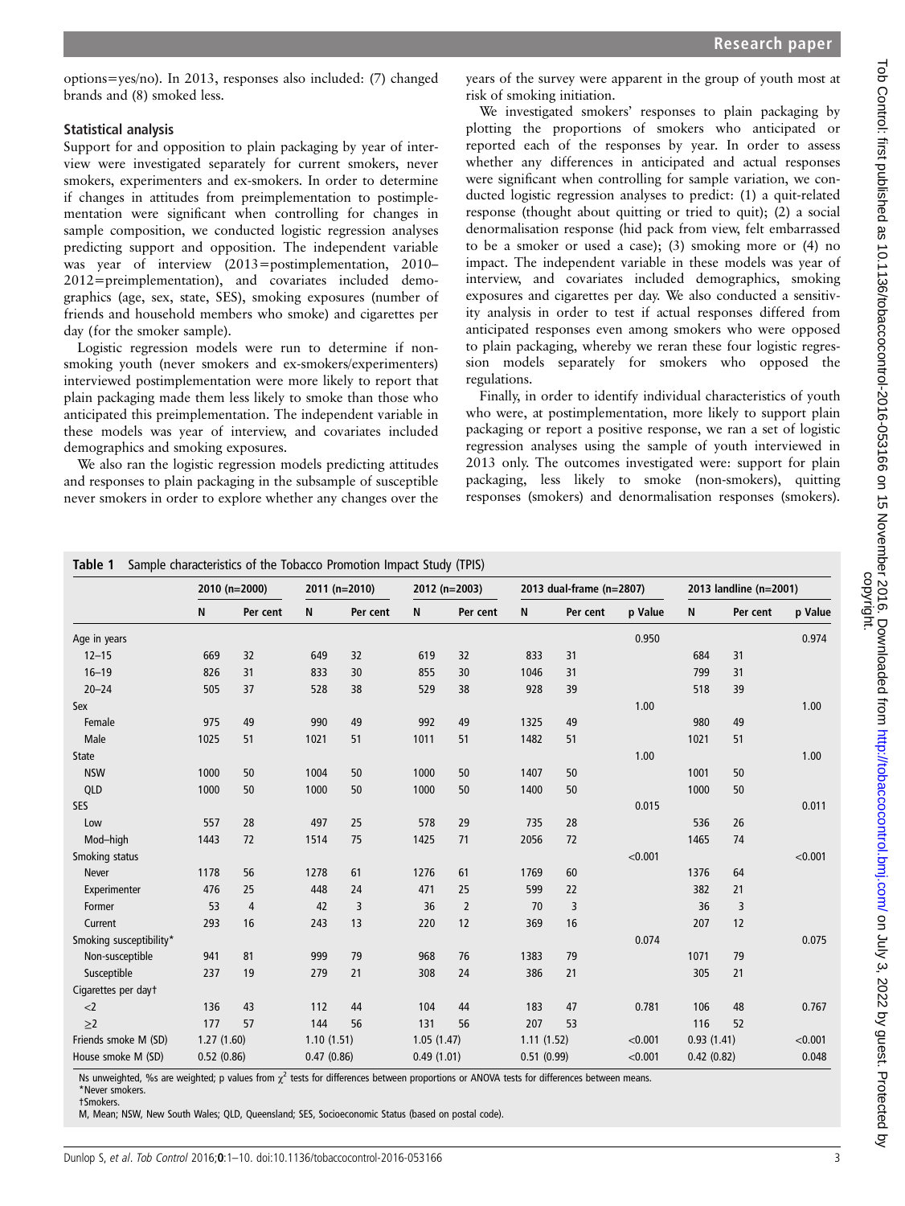options=yes/no). In 2013, responses also included: (7) changed brands and (8) smoked less.

### Statistical analysis

Support for and opposition to plain packaging by year of interview were investigated separately for current smokers, never smokers, experimenters and ex-smokers. In order to determine if changes in attitudes from preimplementation to postimplementation were significant when controlling for changes in sample composition, we conducted logistic regression analyses predicting support and opposition. The independent variable was year of interview (2013=postimplementation, 2010–2012=preimplementation), and covariates included demographics (age, sex, state, SES), smoking exposures (number of friends and household members who smoke) and cigarettes per day (for the smoker sample).

Logistic regression models were run to determine if non-smoking youth (never smokers and ex-smokers/experimenters) interviewed postimplementation were more likely to report that plain packaging made them less likely to smoke than those who anticipated this preimplementation. The independent variable in these models was year of interview, and covariates included demographics and smoking exposures.

We also ran the logistic regression models predicting attitudes and responses to plain packaging in the subsample of susceptible never smokers in order to explore whether any changes over the years of the survey were apparent in the group of youth most at risk of smoking initiation.

We investigated smokers' responses to plain packaging by plotting the proportions of smokers who anticipated or reported each of the responses by year. In order to assess whether any differences in anticipated and actual responses were significant when controlling for sample variation, we conducted logistic regression analyses to predict: (1) a quit-related response (thought about quitting or tried to quit); (2) a social denormalisation response (hid pack from view, felt embarrassed to be a smoker or used a case); (3) smoking more or (4) no impact. The independent variable in these models was year of interview, and covariates included demographics, smoking exposures and cigarettes per day. We also conducted a sensitivity analysis in order to test if actual responses differed from anticipated responses even among smokers who were opposed to plain packaging, whereby we reran these four logistic regression models separately for smokers who opposed the regulations.

Finally, in order to identify individual characteristics of youth who were, at postimplementation, more likely to support plain packaging or report a positive response, we ran a set of logistic regression analyses using the sample of youth interviewed in 2013 only. The outcomes investigated were: support for plain packaging, less likely to smoke (non-smokers), quitting responses (smokers) and denormalisation responses (smokers).

**Table 1** Sample characteristics of the Tobacco Promotion Impact Study (TPIS)

| | 2010 (n=2000) | | 2011 (n=2010) | | 2012 (n=2003) | | 2013 dual-frame (n=2807) | | | 2013 landline (n=2001) | | |
|---|---|---|---|---|---|---|---|---|---|---|---|---|
| | N | Per cent | N | Per cent | N | Per cent | N | Per cent | p Value | N | Per cent | p Value |
| Age in years | | | | | | | | | 0.950 | | | 0.974 |
| 12–15 | 669 | 32 | 649 | 32 | 619 | 32 | 833 | 31 | | 684 | 31 | |
| 16–19 | 826 | 31 | 833 | 30 | 855 | 30 | 1046 | 31 | | 799 | 31 | |
| 20–24 | 505 | 37 | 528 | 38 | 529 | 38 | 928 | 39 | | 518 | 39 | |
| Sex | | | | | | | | | 1.00 | | | 1.00 |
| Female | 975 | 49 | 990 | 49 | 992 | 49 | 1325 | 49 | | 980 | 49 | |
| Male | 1025 | 51 | 1021 | 51 | 1011 | 51 | 1482 | 51 | | 1021 | 51 | |
| State | | | | | | | | | 1.00 | | | 1.00 |
| NSW | 1000 | 50 | 1004 | 50 | 1000 | 50 | 1407 | 50 | | 1001 | 50 | |
| QLD | 1000 | 50 | 1000 | 50 | 1000 | 50 | 1400 | 50 | | 1000 | 50 | |
| SES | | | | | | | | | 0.015 | | | 0.011 |
| Low | 557 | 28 | 497 | 25 | 578 | 29 | 735 | 28 | | 536 | 26 | |
| Mod–high | 1443 | 72 | 1514 | 75 | 1425 | 71 | 2056 | 72 | | 1465 | 74 | |
| Smoking status | | | | | | | | | <0.001 | | | <0.001 |
| Never | 1178 | 56 | 1278 | 61 | 1276 | 61 | 1769 | 60 | | 1376 | 64 | |
| Experimenter | 476 | 25 | 448 | 24 | 471 | 25 | 599 | 22 | | 382 | 21 | |
| Former | 53 | 4 | 42 | 3 | 36 | 2 | 70 | 3 | | 36 | 3 | |
| Current | 293 | 16 | 243 | 13 | 220 | 12 | 369 | 16 | | 207 | 12 | |
| Smoking susceptibility* | | | | | | | | | 0.074 | | | 0.075 |
| Non-susceptible | 941 | 81 | 999 | 79 | 968 | 76 | 1383 | 79 | | 1071 | 79 | |
| Susceptible | 237 | 19 | 279 | 21 | 308 | 24 | 386 | 21 | | 305 | 21 | |
| Cigarettes per day† | | | | | | | | | | | | |
| <2 | 136 | 43 | 112 | 44 | 104 | 44 | 183 | 47 | 0.781 | 106 | 48 | 0.767 |
| ≥2 | 177 | 57 | 144 | 56 | 131 | 56 | 207 | 53 | | 116 | 52 | |
| Friends smoke M (SD) | 1.27 (1.60) | | 1.10 (1.51) | | 1.05 (1.47) | | 1.11 (1.52) | | <0.001 | 0.93 (1.41) | | <0.001 |
| House smoke M (SD) | 0.52 (0.86) | | 0.47 (0.86) | | 0.49 (1.01) | | 0.51 (0.99) | | <0.001 | 0.42 (0.82) | | 0.048 |

Ns unweighted, %s are weighted; p values from $\chi^2$ tests for differences between proportions or ANOVA tests for differences between means.
*Never smokers.
†Smokers.
M, Mean; NSW, New South Wales; QLD, Queensland; SES, Socioeconomic Status (based on postal code).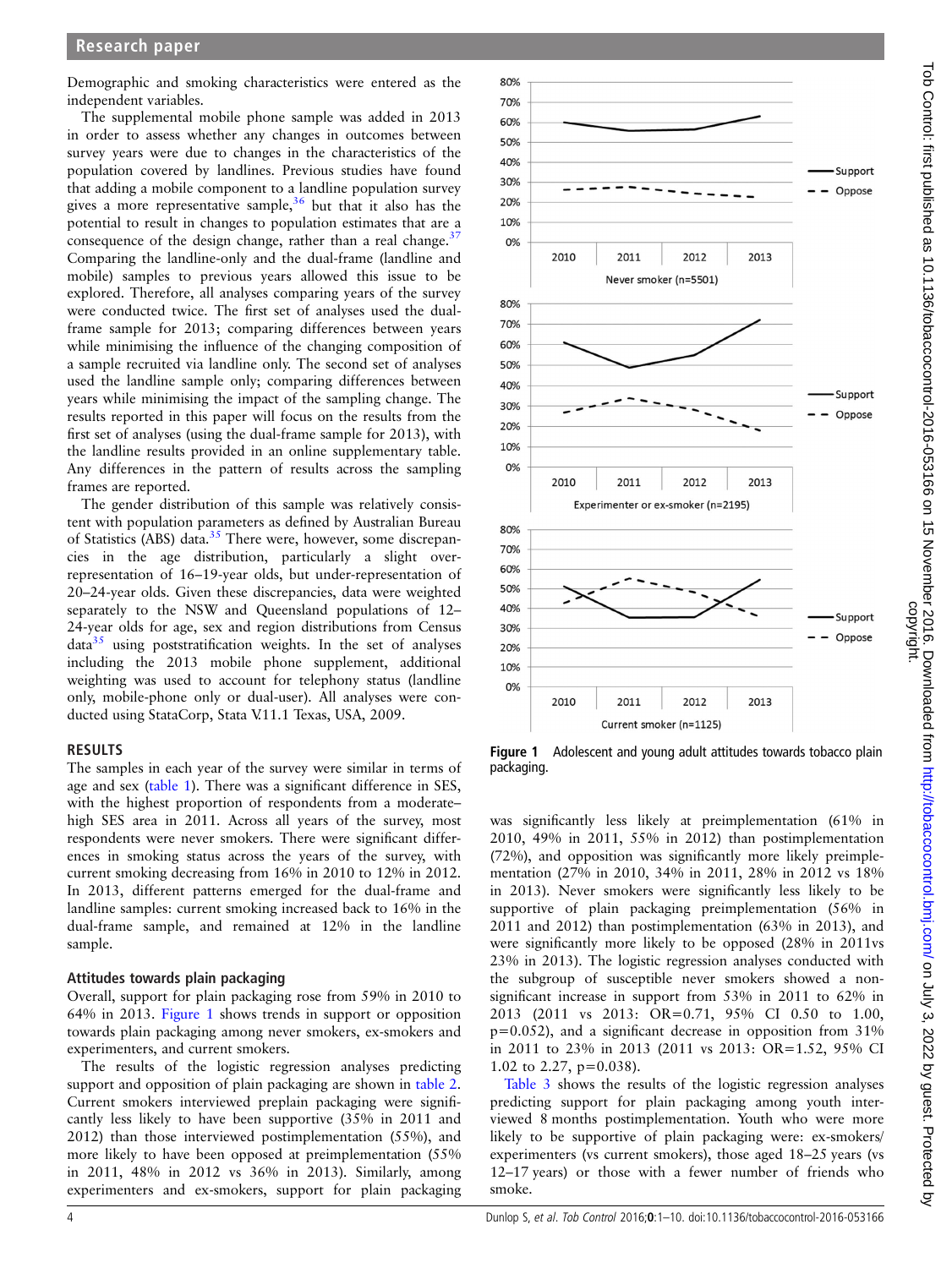Demographic and smoking characteristics were entered as the independent variables.

The supplemental mobile phone sample was added in 2013 in order to assess whether any changes in outcomes between survey years were due to changes in the characteristics of the population covered by landlines. Previous studies have found that adding a mobile component to a landline population survey gives a more representative sample,[36] but that it also has the potential to result in changes to population estimates that are a consequence of the design change, rather than a real change.[37] Comparing the landline-only and the dual-frame (landline and mobile) samples to previous years allowed this issue to be explored. Therefore, all analyses comparing years of the survey were conducted twice. The first set of analyses used the dual-frame sample for 2013; comparing differences between years while minimising the influence of the changing composition of a sample recruited via landline only. The second set of analyses used the landline sample only; comparing differences between years while minimising the impact of the sampling change. The results reported in this paper will focus on the results from the first set of analyses (using the dual-frame sample for 2013), with the landline results provided in an online supplementary table. Any differences in the pattern of results across the sampling frames are reported.

The gender distribution of this sample was relatively consistent with population parameters as defined by Australian Bureau of Statistics (ABS) data.[35] There were, however, some discrepancies in the age distribution, particularly a slight over-representation of 16–19-year olds, but under-representation of 20–24-year olds. Given these discrepancies, data were weighted separately to the NSW and Queensland populations of 12–24-year olds for age, sex and region distributions from Census data[35] using poststratification weights. In the set of analyses including the 2013 mobile phone supplement, additional weighting was used to account for telephony status (landline only, mobile-phone only or dual-user). All analyses were conducted using StataCorp, Stata V.11.1 Texas, USA, 2009.

## RESULTS

The samples in each year of the survey were similar in terms of age and sex (table 1). There was a significant difference in SES, with the highest proportion of respondents from a moderate–high SES area in 2011. Across all years of the survey, most respondents were never smokers. There were significant differences in smoking status across the years of the survey, with current smoking decreasing from 16% in 2010 to 12% in 2012. In 2013, different patterns emerged for the dual-frame and landline samples: current smoking increased back to 16% in the dual-frame sample, and remained at 12% in the landline sample.

### Attitudes towards plain packaging

Overall, support for plain packaging rose from 59% in 2010 to 64% in 2013. Figure 1 shows trends in support or opposition towards plain packaging among never smokers, ex-smokers and experimenters, and current smokers.

The results of the logistic regression analyses predicting support and opposition of plain packaging are shown in table 2. Current smokers interviewed preplain packaging were significantly less likely to have been supportive (35% in 2011 and 2012) than those interviewed postimplementation (55%), and more likely to have been opposed at preimplementation (55% in 2011, 48% in 2012 vs 36% in 2013). Similarly, among experimenters and ex-smokers, support for plain packaging was significantly less likely at preimplementation (61% in 2010, 49% in 2011, 55% in 2012) than postimplementation (72%), and opposition was significantly more likely preimplementation (27% in 2010, 34% in 2011, 28% in 2012 vs 18% in 2013). Never smokers were significantly less likely to be supportive of plain packaging preimplementation (56% in 2011 and 2012) than postimplementation (63% in 2013), and were significantly more likely to be opposed (28% in 2011vs 23% in 2013). The logistic regression analyses conducted with the subgroup of susceptible never smokers showed a non-significant increase in support from 53% in 2011 to 62% in 2013 (2011 vs 2013: OR=0.71, 95% CI 0.50 to 1.00, p=0.052), and a significant decrease in opposition from 31% in 2011 to 23% in 2013 (2011 vs 2013: OR=1.52, 95% CI 1.02 to 2.27, p=0.038).

Figure 1 Adolescent and young adult attitudes towards tobacco plain packaging.

Table 3 shows the results of the logistic regression analyses predicting support for plain packaging among youth interviewed 8 months postimplementation. Youth who were more likely to be supportive of plain packaging were: ex-smokers/ experimenters (vs current smokers), those aged 18–25 years (vs 12–17 years) or those with a fewer number of friends who smoke.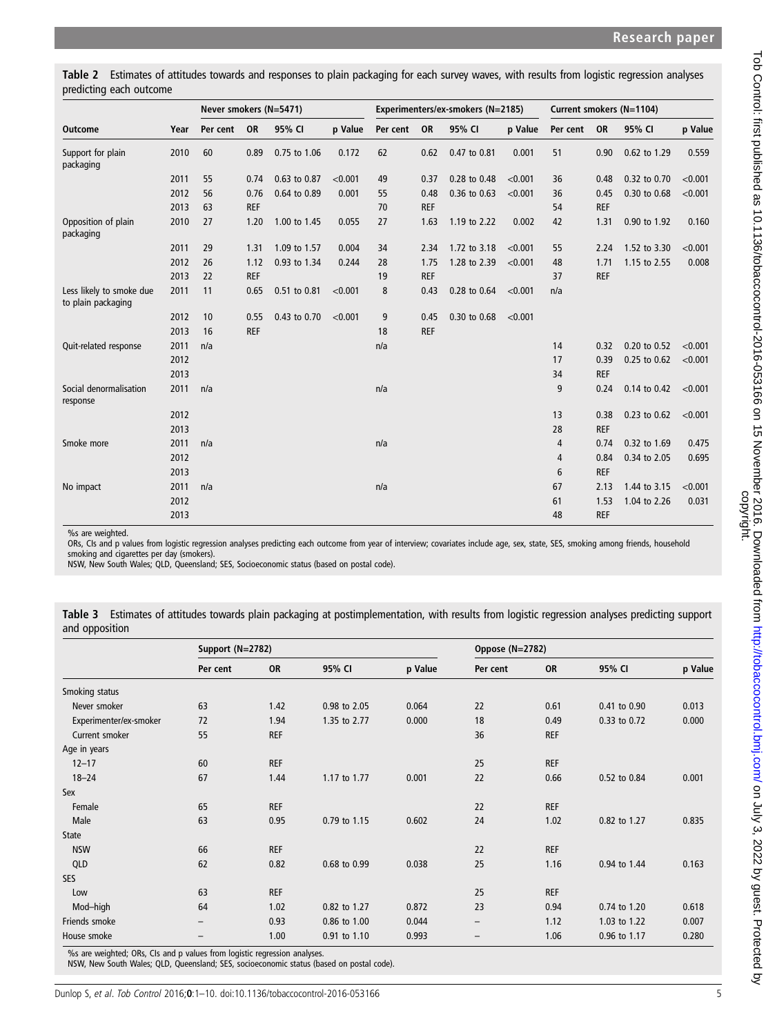**Table 2** Estimates of attitudes towards and responses to plain packaging for each survey waves, with results from logistic regression analyses predicting each outcome

| | | Never smokers (N=5471) | | | | Experimenters/ex-smokers (N=2185) | | | | Current smokers (N=1104) | | | |
|---|---|---|---|---|---|---|---|---|---|---|---|---|---|
| Outcome | Year | Per cent | OR | 95% CI | p Value | Per cent | OR | 95% CI | p Value | Per cent | OR | 95% CI | p Value |
| Support for plain packaging | 2010 | 60 | 0.89 | 0.75 to 1.06 | 0.172 | 62 | 0.62 | 0.47 to 0.81 | 0.001 | 51 | 0.90 | 0.62 to 1.29 | 0.559 |
| | 2011 | 55 | 0.74 | 0.63 to 0.87 | <0.001 | 49 | 0.37 | 0.28 to 0.48 | <0.001 | 36 | 0.48 | 0.32 to 0.70 | <0.001 |
| | 2012 | 56 | 0.76 | 0.64 to 0.89 | 0.001 | 55 | 0.48 | 0.36 to 0.63 | <0.001 | 36 | 0.45 | 0.30 to 0.68 | <0.001 |
| | 2013 | 63 | REF | | | 70 | REF | | | 54 | REF | | |
| Opposition of plain packaging | 2010 | 27 | 1.20 | 1.00 to 1.45 | 0.055 | 27 | 1.63 | 1.19 to 2.22 | 0.002 | 42 | 1.31 | 0.90 to 1.92 | 0.160 |
| | 2011 | 29 | 1.31 | 1.09 to 1.57 | 0.004 | 34 | 2.34 | 1.72 to 3.18 | <0.001 | 55 | 2.24 | 1.52 to 3.30 | <0.001 |
| | 2012 | 26 | 1.12 | 0.93 to 1.34 | 0.244 | 28 | 1.75 | 1.28 to 2.39 | <0.001 | 48 | 1.71 | 1.15 to 2.55 | 0.008 |
| | 2013 | 22 | REF | | | 19 | REF | | | 37 | REF | | |
| Less likely to smoke due to plain packaging | 2011 | 11 | 0.65 | 0.51 to 0.81 | <0.001 | 8 | 0.43 | 0.28 to 0.64 | <0.001 | n/a | | | |
| | 2012 | 10 | 0.55 | 0.43 to 0.70 | <0.001 | 9 | 0.45 | 0.30 to 0.68 | <0.001 | | | | |
| | 2013 | 16 | REF | | | 18 | REF | | | | | | |
| Quit-related response | 2011 | n/a | | | | n/a | | | | 14 | 0.32 | 0.20 to 0.52 | <0.001 |
| | 2012 | | | | | | | | | 17 | 0.39 | 0.25 to 0.62 | <0.001 |
| | 2013 | | | | | | | | | 34 | REF | | |
| Social denormalisation response | 2011 | n/a | | | | n/a | | | | 9 | 0.24 | 0.14 to 0.42 | <0.001 |
| | 2012 | | | | | | | | | 13 | 0.38 | 0.23 to 0.62 | <0.001 |
| | 2013 | | | | | | | | | 28 | REF | | |
| Smoke more | 2011 | n/a | | | | n/a | | | | 4 | 0.74 | 0.32 to 1.69 | 0.475 |
| | 2012 | | | | | | | | | 4 | 0.84 | 0.34 to 2.05 | 0.695 |
| | 2013 | | | | | | | | | 6 | REF | | |
| No impact | 2011 | n/a | | | | n/a | | | | 67 | 2.13 | 1.44 to 3.15 | <0.001 |
| | 2012 | | | | | | | | | 61 | 1.53 | 1.04 to 2.26 | 0.031 |
| | 2013 | | | | | | | | | 48 | REF | | |

%s are weighted.
ORs, CIs and p values from logistic regression analyses predicting each outcome from year of interview; covariates include age, sex, state, SES, smoking among friends, household smoking and cigarettes per day (smokers).
NSW, New South Wales; QLD, Queensland; SES, Socioeconomic status (based on postal code).

**Table 3** Estimates of attitudes towards plain packaging at postimplementation, with results from logistic regression analyses predicting support and opposition

| | Support (N=2782) | | | | Oppose (N=2782) | | | |
|---|---|---|---|---|---|---|---|---|
| | Per cent | OR | 95% CI | p Value | Per cent | OR | 95% CI | p Value |
| Smoking status | | | | | | | | |
| Never smoker | 63 | 1.42 | 0.98 to 2.05 | 0.064 | 22 | 0.61 | 0.41 to 0.90 | 0.013 |
| Experimenter/ex-smoker | 72 | 1.94 | 1.35 to 2.77 | 0.000 | 18 | 0.49 | 0.33 to 0.72 | 0.000 |
| Current smoker | 55 | REF | | | 36 | REF | | |
| Age in years | | | | | | | | |
| 12–17 | 60 | REF | | | 25 | REF | | |
| 18–24 | 67 | 1.44 | 1.17 to 1.77 | 0.001 | 22 | 0.66 | 0.52 to 0.84 | 0.001 |
| Sex | | | | | | | | |
| Female | 65 | REF | | | 22 | REF | | |
| Male | 63 | 0.95 | 0.79 to 1.15 | 0.602 | 24 | 1.02 | 0.82 to 1.27 | 0.835 |
| State | | | | | | | | |
| NSW | 66 | REF | | | 22 | REF | | |
| QLD | 62 | 0.82 | 0.68 to 0.99 | 0.038 | 25 | 1.16 | 0.94 to 1.44 | 0.163 |
| SES | | | | | | | | |
| Low | 63 | REF | | | 25 | REF | | |
| Mod–high | 64 | 1.02 | 0.82 to 1.27 | 0.872 | 23 | 0.94 | 0.74 to 1.20 | 0.618 |
| Friends smoke | – | 0.93 | 0.86 to 1.00 | 0.044 | – | 1.12 | 1.03 to 1.22 | 0.007 |
| House smoke | – | 1.00 | 0.91 to 1.10 | 0.993 | – | 1.06 | 0.96 to 1.17 | 0.280 |

%s are weighted; ORs, CIs and p values from logistic regression analyses.
NSW, New South Wales; QLD, Queensland; SES, socioeconomic status (based on postal code).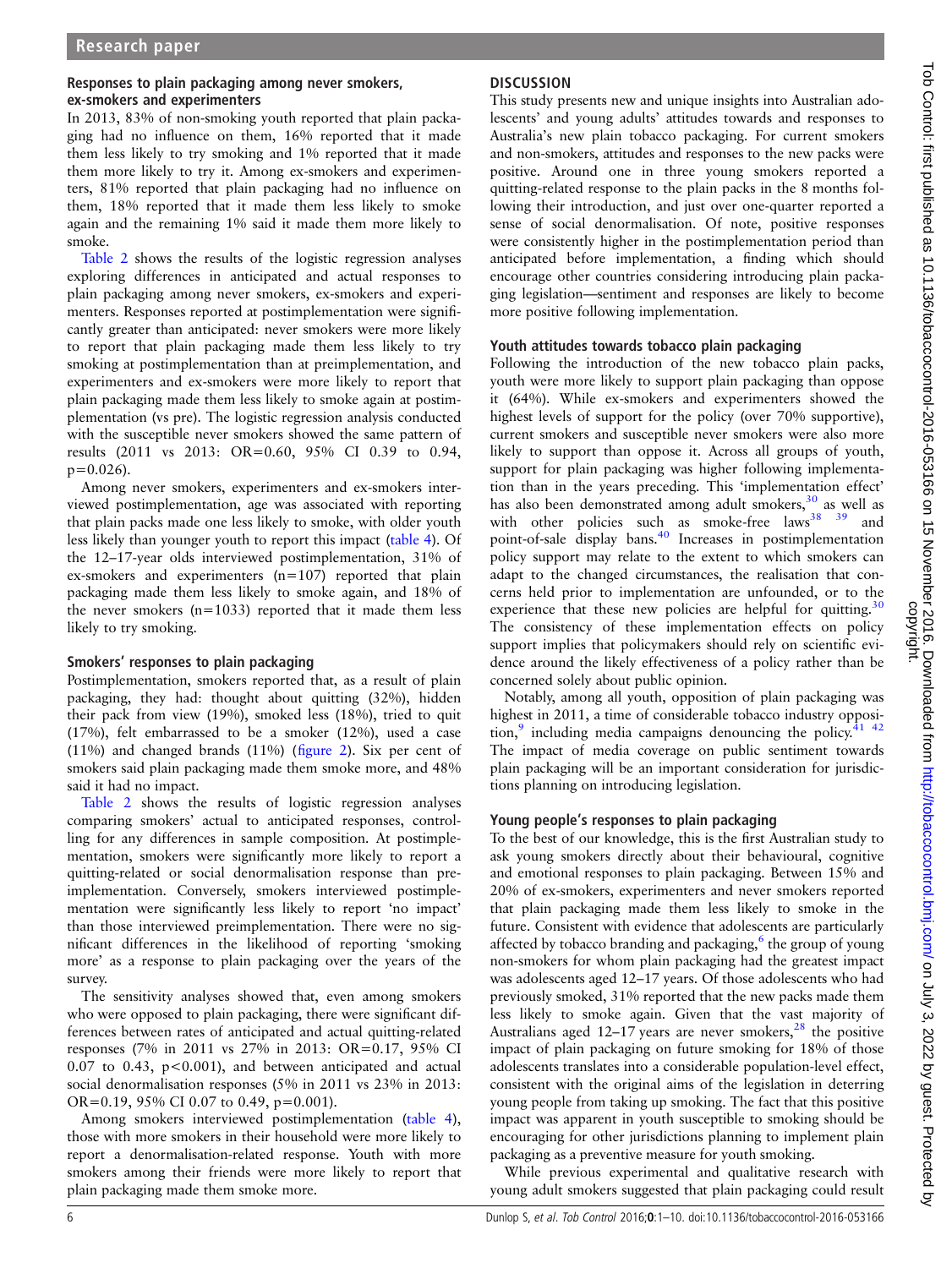### Responses to plain packaging among never smokers, ex-smokers and experimenters

In 2013, 83% of non-smoking youth reported that plain packaging had no influence on them, 16% reported that it made them less likely to try smoking and 1% reported that it made them more likely to try it. Among ex-smokers and experimenters, 81% reported that plain packaging had no influence on them, 18% reported that it made them less likely to smoke again and the remaining 1% said it made them more likely to smoke.

Table 2 shows the results of the logistic regression analyses exploring differences in anticipated and actual responses to plain packaging among never smokers, ex-smokers and experimenters. Responses reported at postimplementation were significantly greater than anticipated: never smokers were more likely to report that plain packaging made them less likely to try smoking at postimplementation than at preimplementation, and experimenters and ex-smokers were more likely to report that plain packaging made them less likely to smoke again at postimplementation (vs pre). The logistic regression analysis conducted with the susceptible never smokers showed the same pattern of results (2011 vs 2013: OR=0.60, 95% CI 0.39 to 0.94, p=0.026).

Among never smokers, experimenters and ex-smokers interviewed postimplementation, age was associated with reporting that plain packs made one less likely to smoke, with older youth less likely than younger youth to report this impact (table 4). Of the 12–17-year olds interviewed postimplementation, 31% of ex-smokers and experimenters (n=107) reported that plain packaging made them less likely to smoke again, and 18% of the never smokers (n=1033) reported that it made them less likely to try smoking.

### Smokers' responses to plain packaging

Postimplementation, smokers reported that, as a result of plain packaging, they had: thought about quitting (32%), hidden their pack from view (19%), smoked less (18%), tried to quit (17%), felt embarrassed to be a smoker (12%), used a case (11%) and changed brands (11%) (figure 2). Six per cent of smokers said plain packaging made them smoke more, and 48% said it had no impact.

Table 2 shows the results of logistic regression analyses comparing smokers' actual to anticipated responses, controlling for any differences in sample composition. At postimplementation, smokers were significantly more likely to report a quitting-related or social denormalisation response than preimplementation. Conversely, smokers interviewed postimplementation were significantly less likely to report 'no impact' than those interviewed preimplementation. There were no significant differences in the likelihood of reporting 'smoking more' as a response to plain packaging over the years of the survey.

The sensitivity analyses showed that, even among smokers who were opposed to plain packaging, there were significant differences between rates of anticipated and actual quitting-related responses (7% in 2011 vs 27% in 2013: OR=0.17, 95% CI 0.07 to 0.43, p<0.001), and between anticipated and actual social denormalisation responses (5% in 2011 vs 23% in 2013: OR=0.19, 95% CI 0.07 to 0.49, p=0.001).

Among smokers interviewed postimplementation (table 4), those with more smokers in their household were more likely to report a denormalisation-related response. Youth with more smokers among their friends were more likely to report that plain packaging made them smoke more.

## DISCUSSION

This study presents new and unique insights into Australian adolescents' and young adults' attitudes towards and responses to Australia's new plain tobacco packaging. For current smokers and non-smokers, attitudes and responses to the new packs were positive. Around one in three young smokers reported a quitting-related response to the plain packs in the 8 months following their introduction, and just over one-quarter reported a sense of social denormalisation. Of note, positive responses were consistently higher in the postimplementation period than anticipated before implementation, a finding which should encourage other countries considering introducing plain packaging legislation—sentiment and responses are likely to become more positive following implementation.

### Youth attitudes towards tobacco plain packaging

Following the introduction of the new tobacco plain packs, youth were more likely to support plain packaging than oppose it (64%). While ex-smokers and experimenters showed the highest levels of support for the policy (over 70% supportive), current smokers and susceptible never smokers were also more likely to support than oppose it. Across all groups of youth, support for plain packaging was higher following implementation than in the years preceding. This 'implementation effect' has also been demonstrated among adult smokers,[30] as well as with other policies such as smoke-free laws[38 39] and point-of-sale display bans.[40] Increases in postimplementation policy support may relate to the extent to which smokers can adapt to the changed circumstances, the realisation that concerns held prior to implementation are unfounded, or to the experience that these new policies are helpful for quitting.[30] The consistency of these implementation effects on policy support implies that policymakers should rely on scientific evidence around the likely effectiveness of a policy rather than be concerned solely about public opinion.

Notably, among all youth, opposition of plain packaging was highest in 2011, a time of considerable tobacco industry opposition,[9] including media campaigns denouncing the policy.[41 42] The impact of media coverage on public sentiment towards plain packaging will be an important consideration for jurisdictions planning on introducing legislation.

### Young people's responses to plain packaging

To the best of our knowledge, this is the first Australian study to ask young smokers directly about their behavioural, cognitive and emotional responses to plain packaging. Between 15% and 20% of ex-smokers, experimenters and never smokers reported that plain packaging made them less likely to smoke in the future. Consistent with evidence that adolescents are particularly affected by tobacco branding and packaging,[6] the group of young non-smokers for whom plain packaging had the greatest impact was adolescents aged 12–17 years. Of those adolescents who had previously smoked, 31% reported that the new packs made them less likely to smoke again. Given that the vast majority of Australians aged 12–17 years are never smokers,[28] the positive impact of plain packaging on future smoking for 18% of those adolescents translates into a considerable population-level effect, consistent with the original aims of the legislation in deterring young people from taking up smoking. The fact that this positive impact was apparent in youth susceptible to smoking should be encouraging for other jurisdictions planning to implement plain packaging as a preventive measure for youth smoking.

While previous experimental and qualitative research with young adult smokers suggested that plain packaging could result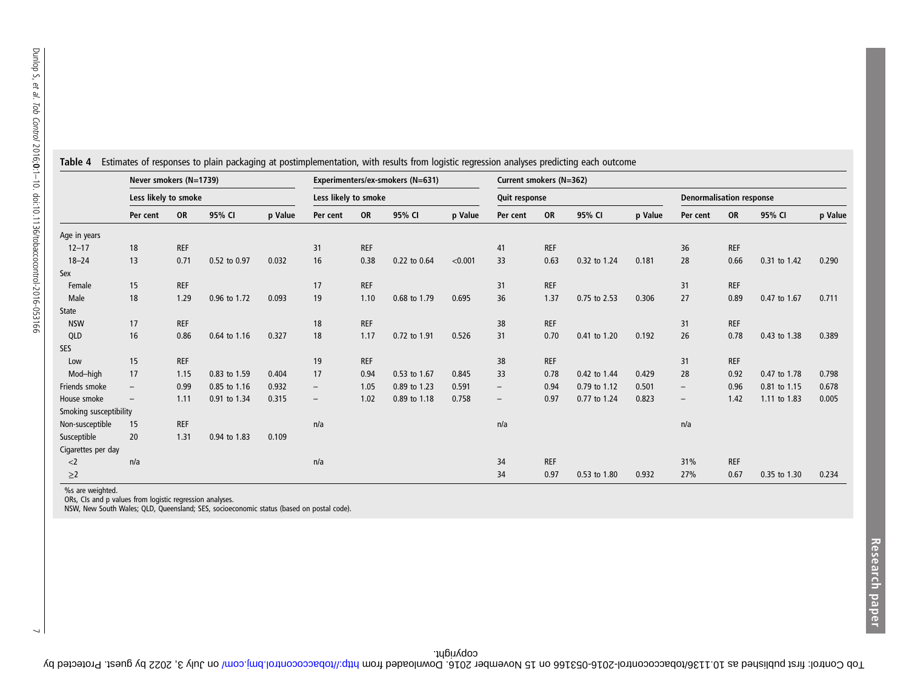**Table 4** Estimates of responses to plain packaging at postimplementation, with results from logistic regression analyses predicting each outcome

| | Never smokers (N=1739) | | | | Experimenters/ex-smokers (N=631) | | | | Current smokers (N=362) | | | | | | | |
|---|---|---|---|---|---|---|---|---|---|---|---|---|---|---|---|---|
| | Less likely to smoke | | | | Less likely to smoke | | | | Quit response | | | | Denormalisation response | | | |
| | Per cent | OR | 95% CI | p Value | Per cent | OR | 95% CI | p Value | Per cent | OR | 95% CI | p Value | Per cent | OR | 95% CI | p Value |
| Age in years | | | | | | | | | | | | | | | | |
| 12–17 | 18 | REF | | | 31 | REF | | | 41 | REF | | | 36 | REF | | |
| 18–24 | 13 | 0.71 | 0.52 to 0.97 | 0.032 | 16 | 0.38 | 0.22 to 0.64 | <0.001 | 33 | 0.63 | 0.32 to 1.24 | 0.181 | 28 | 0.66 | 0.31 to 1.42 | 0.290 |
| Sex | | | | | | | | | | | | | | | | |
| Female | 15 | REF | | | 17 | REF | | | 31 | REF | | | 31 | REF | | |
| Male | 18 | 1.29 | 0.96 to 1.72 | 0.093 | 19 | 1.10 | 0.68 to 1.79 | 0.695 | 36 | 1.37 | 0.75 to 2.53 | 0.306 | 27 | 0.89 | 0.47 to 1.67 | 0.711 |
| State | | | | | | | | | | | | | | | | |
| NSW | 17 | REF | | | 18 | REF | | | 38 | REF | | | 31 | REF | | |
| QLD | 16 | 0.86 | 0.64 to 1.16 | 0.327 | 18 | 1.17 | 0.72 to 1.91 | 0.526 | 31 | 0.70 | 0.41 to 1.20 | 0.192 | 26 | 0.78 | 0.43 to 1.38 | 0.389 |
| SES | | | | | | | | | | | | | | | | |
| Low | 15 | REF | | | 19 | REF | | | 38 | REF | | | 31 | REF | | |
| Mod–high | 17 | 1.15 | 0.83 to 1.59 | 0.404 | 17 | 0.94 | 0.53 to 1.67 | 0.845 | 33 | 0.78 | 0.42 to 1.44 | 0.429 | 28 | 0.92 | 0.47 to 1.78 | 0.798 |
| Friends smoke | – | 0.99 | 0.85 to 1.16 | 0.932 | – | 1.05 | 0.89 to 1.23 | 0.591 | – | 0.94 | 0.79 to 1.12 | 0.501 | – | 0.96 | 0.81 to 1.15 | 0.678 |
| House smoke | – | 1.11 | 0.91 to 1.34 | 0.315 | – | 1.02 | 0.89 to 1.18 | 0.758 | – | 0.97 | 0.77 to 1.24 | 0.823 | – | 1.42 | 1.11 to 1.83 | 0.005 |
| Smoking susceptibility | | | | | | | | | | | | | | | | |
| Non-susceptible | 15 | REF | | | n/a | | | | n/a | | | | n/a | | | |
| Susceptible | 20 | 1.31 | 0.94 to 1.83 | 0.109 | | | | | | | | | | | | |
| Cigarettes per day | | | | | | | | | | | | | | | | |
| <2 | n/a | | | | n/a | | | | 34 | REF | | | 31% | REF | | |
| ≥2 | | | | | | | | | 34 | 0.97 | 0.53 to 1.80 | 0.932 | 27% | 0.67 | 0.35 to 1.30 | 0.234 |

%s are weighted.
ORs, CIs and p values from logistic regression analyses.
NSW, New South Wales; QLD, Queensland; SES, socioeconomic status (based on postal code).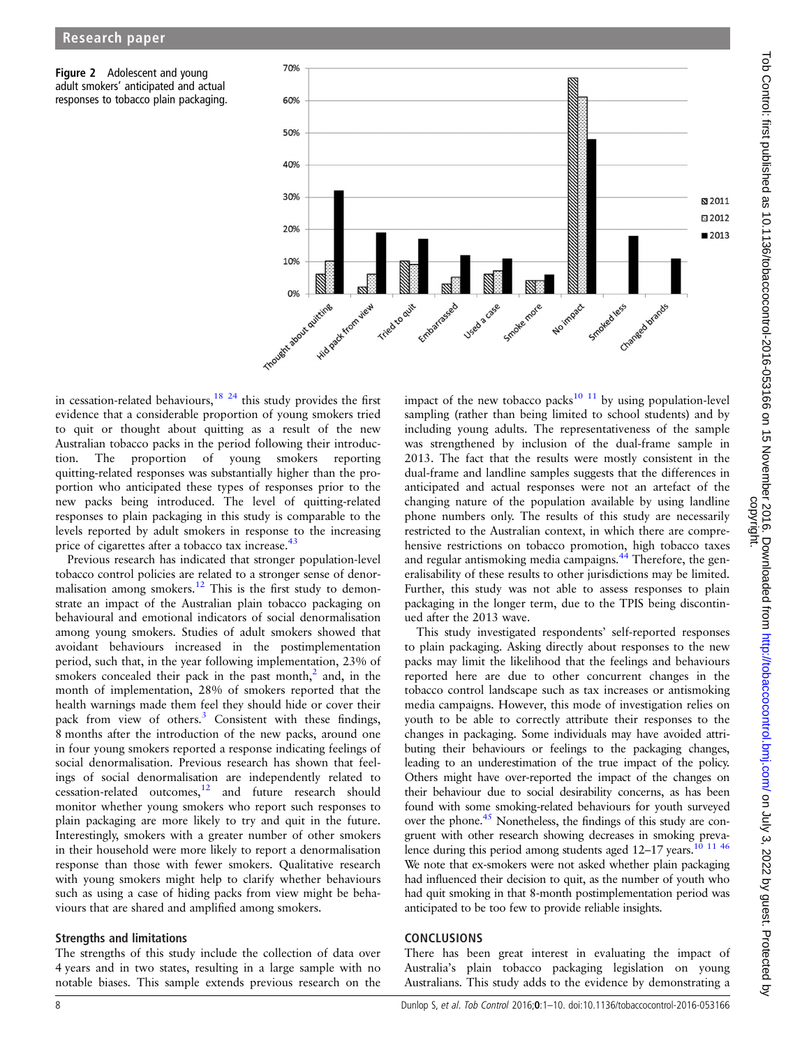Figure 2 Adolescent and young adult smokers' anticipated and actual responses to tobacco plain packaging.

in cessation-related behaviours,[18 24] this study provides the first evidence that a considerable proportion of young smokers tried to quit or thought about quitting as a result of the new Australian tobacco packs in the period following their introduction. The proportion of young smokers reporting quitting-related responses was substantially higher than the proportion who anticipated these types of responses prior to the new packs being introduced. The level of quitting-related responses to plain packaging in this study is comparable to the levels reported by adult smokers in response to the increasing price of cigarettes after a tobacco tax increase.[43]

Previous research has indicated that stronger population-level tobacco control policies are related to a stronger sense of denormalisation among smokers.[12] This is the first study to demonstrate an impact of the Australian plain tobacco packaging on behavioural and emotional indicators of social denormalisation among young smokers. Studies of adult smokers showed that avoidant behaviours increased in the postimplementation period, such that, in the year following implementation, 23% of smokers concealed their pack in the past month,[2] and, in the month of implementation, 28% of smokers reported that the health warnings made them feel they should hide or cover their pack from view of others.[3] Consistent with these findings, 8 months after the introduction of the new packs, around one in four young smokers reported a response indicating feelings of social denormalisation. Previous research has shown that feelings of social denormalisation are independently related to cessation-related outcomes,[12] and future research should monitor whether young smokers who report such responses to plain packaging are more likely to try and quit in the future. Interestingly, smokers with a greater number of other smokers in their household were more likely to report a denormalisation response than those with fewer smokers. Qualitative research with young smokers might help to clarify whether behaviours such as using a case of hiding packs from view might be behaviours that are shared and amplified among smokers.

## Strengths and limitations

The strengths of this study include the collection of data over 4 years and in two states, resulting in a large sample with no notable biases. This sample extends previous research on the impact of the new tobacco packs[10 11] by using population-level sampling (rather than being limited to school students) and by including young adults. The representativeness of the sample was strengthened by inclusion of the dual-frame sample in 2013. The fact that the results were mostly consistent in the dual-frame and landline samples suggests that the differences in anticipated and actual responses were not an artefact of the changing nature of the population available by using landline phone numbers only. The results of this study are necessarily restricted to the Australian context, in which there are comprehensive restrictions on tobacco promotion, high tobacco taxes and regular antismoking media campaigns.[44] Therefore, the generalisability of these results to other jurisdictions may be limited. Further, this study was not able to assess responses to plain packaging in the longer term, due to the TPIS being discontinued after the 2013 wave.

This study investigated respondents' self-reported responses to plain packaging. Asking directly about responses to the new packs may limit the likelihood that the feelings and behaviours reported here are due to other concurrent changes in the tobacco control landscape such as tax increases or antismoking media campaigns. However, this mode of investigation relies on youth to be able to correctly attribute their responses to the changes in packaging. Some individuals may have avoided attributing their behaviours or feelings to the packaging changes, leading to an underestimation of the true impact of the policy. Others might have over-reported the impact of the changes on their behaviour due to social desirability concerns, as has been found with some smoking-related behaviours for youth surveyed over the phone.[45] Nonetheless, the findings of this study are congruent with other research showing decreases in smoking prevalence during this period among students aged 12–17 years.[10 11 46] We note that ex-smokers were not asked whether plain packaging had influenced their decision to quit, as the number of youth who had quit smoking in that 8-month postimplementation period was anticipated to be too few to provide reliable insights.

## CONCLUSIONS

There has been great interest in evaluating the impact of Australia's plain tobacco packaging legislation on young Australians. This study adds to the evidence by demonstrating a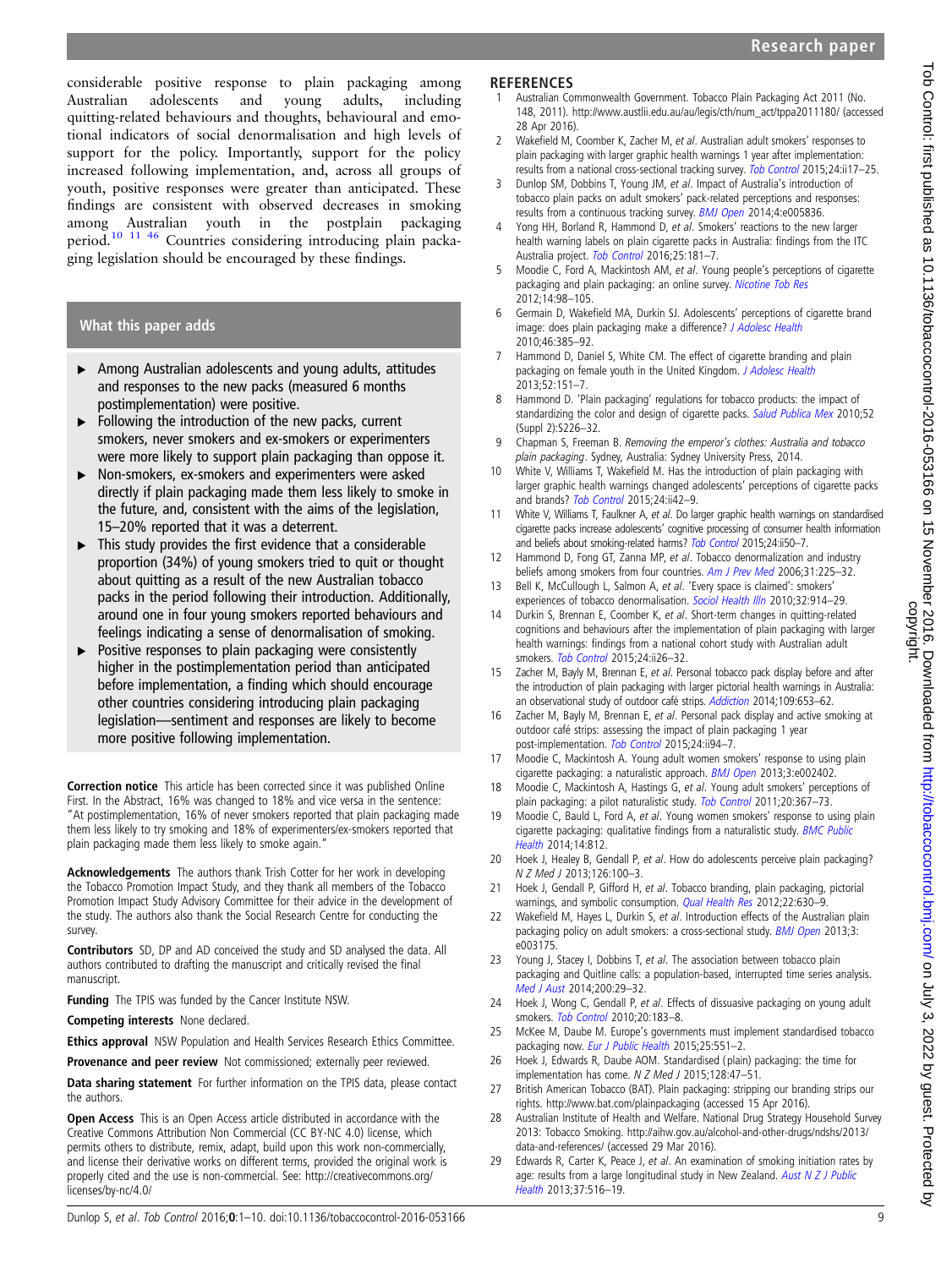considerable positive response to plain packaging among Australian adolescents and young adults, including quitting-related behaviours and thoughts, behavioural and emotional indicators of social denormalisation and high levels of support for the policy. Importantly, support for the policy increased following implementation, and, across all groups of youth, positive responses were greater than anticipated. These findings are consistent with observed decreases in smoking among Australian youth in the postplain packaging period.[10 11 46] Countries considering introducing plain packaging legislation should be encouraged by these findings.

### What this paper adds

- Among Australian adolescents and young adults, attitudes and responses to the new packs (measured 6 months postimplementation) were positive.
- Following the introduction of the new packs, current smokers, never smokers and ex-smokers or experimenters were more likely to support plain packaging than oppose it.
- Non-smokers, ex-smokers and experimenters were asked directly if plain packaging made them less likely to smoke in the future, and, consistent with the aims of the legislation, 15–20% reported that it was a deterrent.
- This study provides the first evidence that a considerable proportion (34%) of young smokers tried to quit or thought about quitting as a result of the new Australian tobacco packs in the period following their introduction. Additionally, around one in four young smokers reported behaviours and feelings indicating a sense of denormalisation of smoking.
- Positive responses to plain packaging were consistently higher in the postimplementation period than anticipated before implementation, a finding which should encourage other countries considering introducing plain packaging legislation—sentiment and responses are likely to become more positive following implementation.

**Correction notice** This article has been corrected since it was published Online First. In the Abstract, 16% was changed to 18% and vice versa in the sentence: "At postimplementation, 16% of never smokers reported that plain packaging made them less likely to try smoking and 18% of experimenters/ex-smokers reported that plain packaging made them less likely to smoke again."

**Acknowledgements** The authors thank Trish Cotter for her work in developing the Tobacco Promotion Impact Study, and they thank all members of the Tobacco Promotion Impact Study Advisory Committee for their advice in the development of the study. The authors also thank the Social Research Centre for conducting the survey.

**Contributors** SD, DP and AD conceived the study and SD analysed the data. All authors contributed to drafting the manuscript and critically revised the final manuscript.

**Funding** The TPIS was funded by the Cancer Institute NSW.

**Competing interests** None declared.

**Ethics approval** NSW Population and Health Services Research Ethics Committee.

**Provenance and peer review** Not commissioned; externally peer reviewed.

**Data sharing statement** For further information on the TPIS data, please contact the authors.

**Open Access** This is an Open Access article distributed in accordance with the Creative Commons Attribution Non Commercial (CC BY-NC 4.0) license, which permits others to distribute, remix, adapt, build upon this work non-commercially, and license their derivative works on different terms, provided the original work is properly cited and the use is non-commercial. See: http://creativecommons.org/licenses/by-nc/4.0/

## REFERENCES

1. Australian Commonwealth Government. Tobacco Plain Packaging Act 2011 (No. 148, 2011). http://www.austlii.edu.au/au/legis/cth/num_act/tppa2011180/ (accessed 28 Apr 2016).
2. Wakefield M, Coomber K, Zacher M, *et al*. Australian adult smokers' responses to plain packaging with larger graphic health warnings 1 year after implementation: results from a national cross-sectional tracking survey. *Tob Control* 2015;24:ii17–25.
3. Dunlop SM, Dobbins T, Young JM, *et al*. Impact of Australia's introduction of tobacco plain packs on adult smokers' pack-related perceptions and responses: results from a continuous tracking survey. *BMJ Open* 2014;4:e005836.
4. Yong HH, Borland R, Hammond D, *et al*. Smokers' reactions to the new larger health warning labels on plain cigarette packs in Australia: findings from the ITC Australia project. *Tob Control* 2016;25:181–7.
5. Moodie C, Ford A, Mackintosh AM, *et al*. Young people's perceptions of cigarette packaging and plain packaging: an online survey. *Nicotine Tob Res* 2012;14:98–105.
6. Germain D, Wakefield MA, Durkin SJ. Adolescents' perceptions of cigarette brand image: does plain packaging make a difference? *J Adolesc Health* 2010;46:385–92.
7. Hammond D, Daniel S, White CM. The effect of cigarette branding and plain packaging on female youth in the United Kingdom. *J Adolesc Health* 2013;52:151–7.
8. Hammond D. 'Plain packaging' regulations for tobacco products: the impact of standardizing the color and design of cigarette packs. *Salud Publica Mex* 2010;52 (Suppl 2):S226–32.
9. Chapman S, Freeman B. *Removing the emperor's clothes: Australia and tobacco plain packaging*. Sydney, Australia: Sydney University Press, 2014.
10. White V, Williams T, Wakefield M. Has the introduction of plain packaging with larger graphic health warnings changed adolescents' perceptions of cigarette packs and brands? *Tob Control* 2015;24:ii42–9.
11. White V, Williams T, Faulkner A, *et al*. Do larger graphic health warnings on standardised cigarette packs increase adolescents' cognitive processing of consumer health information and beliefs about smoking-related harms? *Tob Control* 2015;24:ii50–7.
12. Hammond D, Fong GT, Zanna MP, *et al*. Tobacco denormalization and industry beliefs among smokers from four countries. *Am J Prev Med* 2006;31:225–32.
13. Bell K, McCullough L, Salmon A, *et al*. 'Every space is claimed': smokers' experiences of tobacco denormalisation. *Sociol Health Illn* 2010;32:914–29.
14. Durkin S, Brennan E, Coomber K, *et al*. Short-term changes in quitting-related cognitions and behaviours after the implementation of plain packaging with larger health warnings: findings from a national cohort study with Australian adult smokers. *Tob Control* 2015;24:ii26–32.
15. Zacher M, Bayly M, Brennan E, *et al*. Personal tobacco pack display before and after the introduction of plain packaging with larger pictorial health warnings in Australia: an observational study of outdoor café strips. *Addiction* 2014;109:653–62.
16. Zacher M, Bayly M, Brennan E, *et al*. Personal pack display and active smoking at outdoor café strips: assessing the impact of plain packaging 1 year post-implementation. *Tob Control* 2015;24:ii94–7.
17. Moodie C, Mackintosh A. Young adult women smokers' response to using plain cigarette packaging: a naturalistic approach. *BMJ Open* 2013;3:e002402.
18. Moodie C, Mackintosh A, Hastings G, *et al*. Young adult smokers' perceptions of plain packaging: a pilot naturalistic study. *Tob Control* 2011;20:367–73.
19. Moodie C, Bauld L, Ford A, *et al*. Young women smokers' response to using plain cigarette packaging: qualitative findings from a naturalistic study. *BMC Public Health* 2014;14:812.
20. Hoek J, Healey B, Gendall P, *et al*. How do adolescents perceive plain packaging? *N Z Med J* 2013;126:100–3.
21. Hoek J, Gendall P, Gifford H, *et al*. Tobacco branding, plain packaging, pictorial warnings, and symbolic consumption. *Qual Health Res* 2012;22:630–9.
22. Wakefield M, Hayes L, Durkin S, *et al*. Introduction effects of the Australian plain packaging policy on adult smokers: a cross-sectional study. *BMJ Open* 2013;3: e003175.
23. Young J, Stacey I, Dobbins T, *et al*. The association between tobacco plain packaging and Quitline calls: a population-based, interrupted time series analysis. *Med J Aust* 2014;200:29–32.
24. Hoek J, Wong C, Gendall P, *et al*. Effects of dissuasive packaging on young adult smokers. *Tob Control* 2010;20:183–8.
25. McKee M, Daube M. Europe's governments must implement standardised tobacco packaging now. *Eur J Public Health* 2015;25:551–2.
26. Hoek J, Edwards R, Daube AOM. Standardised (plain) packaging: the time for implementation has come. *N Z Med J* 2015;128:47–51.
27. British American Tobacco (BAT). Plain packaging: stripping our branding strips our rights. http://www.bat.com/plainpackaging (accessed 15 Apr 2016).
28. Australian Institute of Health and Welfare. National Drug Strategy Household Survey 2013: Tobacco Smoking. http://aihw.gov.au/alcohol-and-other-drugs/ndshs/2013/data-and-references/ (accessed 29 Mar 2016).
29. Edwards R, Carter K, Peace J, *et al*. An examination of smoking initiation rates by age: results from a large longitudinal study in New Zealand. *Aust N Z J Public Health* 2013;37:516–19.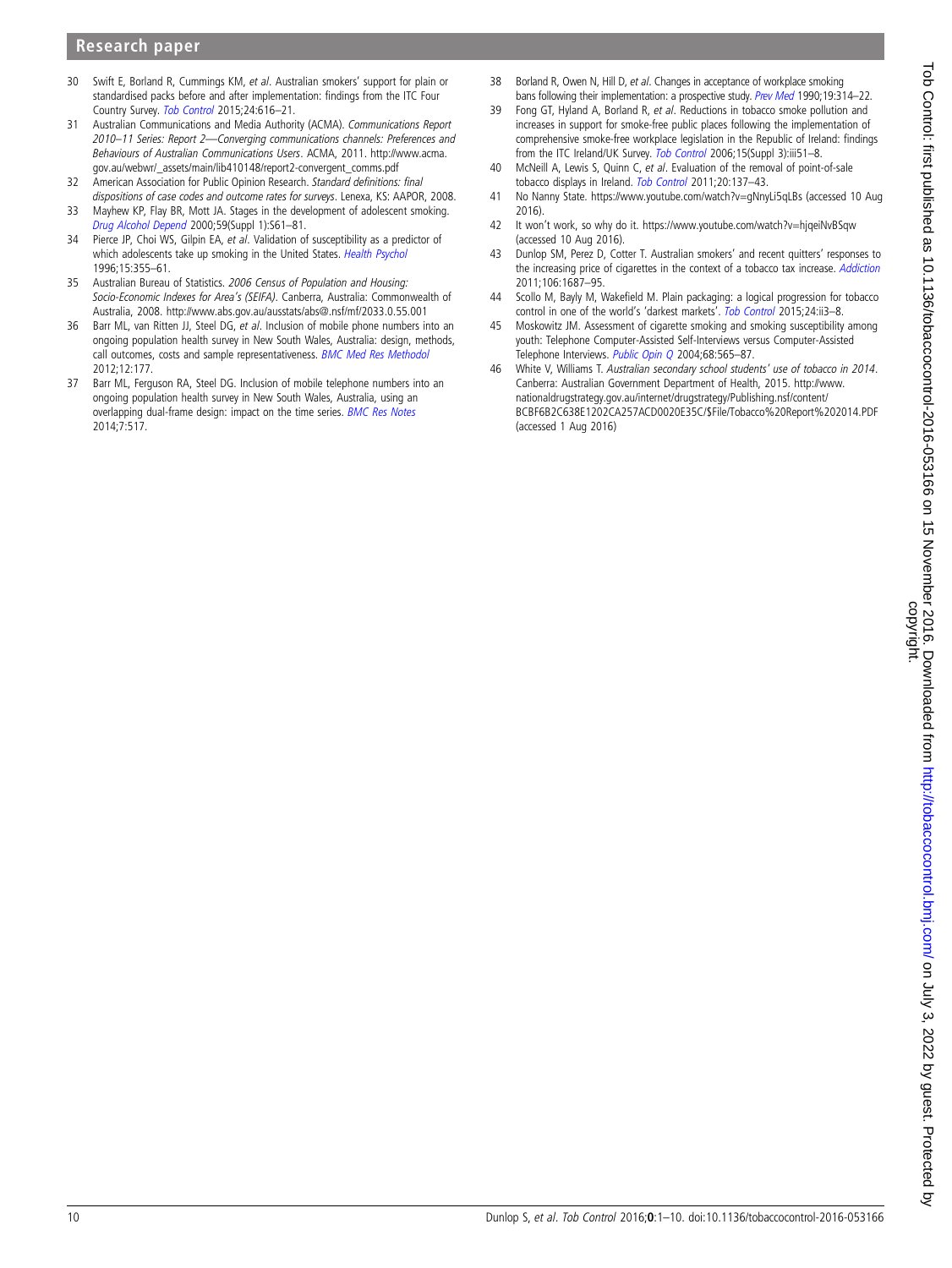30 Swift E, Borland R, Cummings KM, *et al*. Australian smokers' support for plain or standardised packs before and after implementation: findings from the ITC Four Country Survey. *Tob Control* 2015;24:616–21.

31 Australian Communications and Media Authority (ACMA). *Communications Report 2010–11 Series: Report 2—Converging communications channels: Preferences and Behaviours of Australian Communications Users*. ACMA, 2011. http://www.acma.gov.au/webwr/_assets/main/lib410148/report2-convergent_comms.pdf

32 American Association for Public Opinion Research. *Standard definitions: final dispositions of case codes and outcome rates for surveys*. Lenexa, KS: AAPOR, 2008.

33 Mayhew KP, Flay BR, Mott JA. Stages in the development of adolescent smoking. *Drug Alcohol Depend* 2000;59(Suppl 1):S61–81.

34 Pierce JP, Choi WS, Gilpin EA, *et al*. Validation of susceptibility as a predictor of which adolescents take up smoking in the United States. *Health Psychol* 1996;15:355–61.

35 Australian Bureau of Statistics. *2006 Census of Population and Housing: Socio-Economic Indexes for Area's (SEIFA)*. Canberra, Australia: Commonwealth of Australia, 2008. http://www.abs.gov.au/ausstats/abs@.nsf/mf/2033.0.55.001

36 Barr ML, van Ritten JJ, Steel DG, *et al*. Inclusion of mobile phone numbers into an ongoing population health survey in New South Wales, Australia: design, methods, call outcomes, costs and sample representativeness. *BMC Med Res Methodol* 2012;12:177.

37 Barr ML, Ferguson RA, Steel DG. Inclusion of mobile telephone numbers into an ongoing population health survey in New South Wales, Australia, using an overlapping dual-frame design: impact on the time series. *BMC Res Notes* 2014;7:517.

38 Borland R, Owen N, Hill D, *et al*. Changes in acceptance of workplace smoking bans following their implementation: a prospective study. *Prev Med* 1990;19:314–22.

39 Fong GT, Hyland A, Borland R, *et al*. Reductions in tobacco smoke pollution and increases in support for smoke-free public places following the implementation of comprehensive smoke-free workplace legislation in the Republic of Ireland: findings from the ITC Ireland/UK Survey. *Tob Control* 2006;15(Suppl 3):iii51–8.

40 McNeill A, Lewis S, Quinn C, *et al*. Evaluation of the removal of point-of-sale tobacco displays in Ireland. *Tob Control* 2011;20:137–43.

41 No Nanny State. https://www.youtube.com/watch?v=gNnyLi5qLBs (accessed 10 Aug 2016).

42 It won't work, so why do it. https://www.youtube.com/watch?v=hjqeiNvBSqw (accessed 10 Aug 2016).

43 Dunlop SM, Perez D, Cotter T. Australian smokers' and recent quitters' responses to the increasing price of cigarettes in the context of a tobacco tax increase. *Addiction* 2011;106:1687–95.

44 Scollo M, Bayly M, Wakefield M. Plain packaging: a logical progression for tobacco control in one of the world's 'darkest markets'. *Tob Control* 2015;24:ii3–8.

45 Moskowitz JM. Assessment of cigarette smoking and smoking susceptibility among youth: Telephone Computer-Assisted Self-Interviews versus Computer-Assisted Telephone Interviews. *Public Opin Q* 2004;68:565–87.

46 White V, Williams T. *Australian secondary school students' use of tobacco in 2014*. Canberra: Australian Government Department of Health, 2015. http://www.nationaldrugstrategy.gov.au/internet/drugstrategy/Publishing.nsf/content/BCBF6B2C638E1202CA257ACD0020E35C/$File/Tobacco%20Report%202014.PDF (accessed 1 Aug 2016)